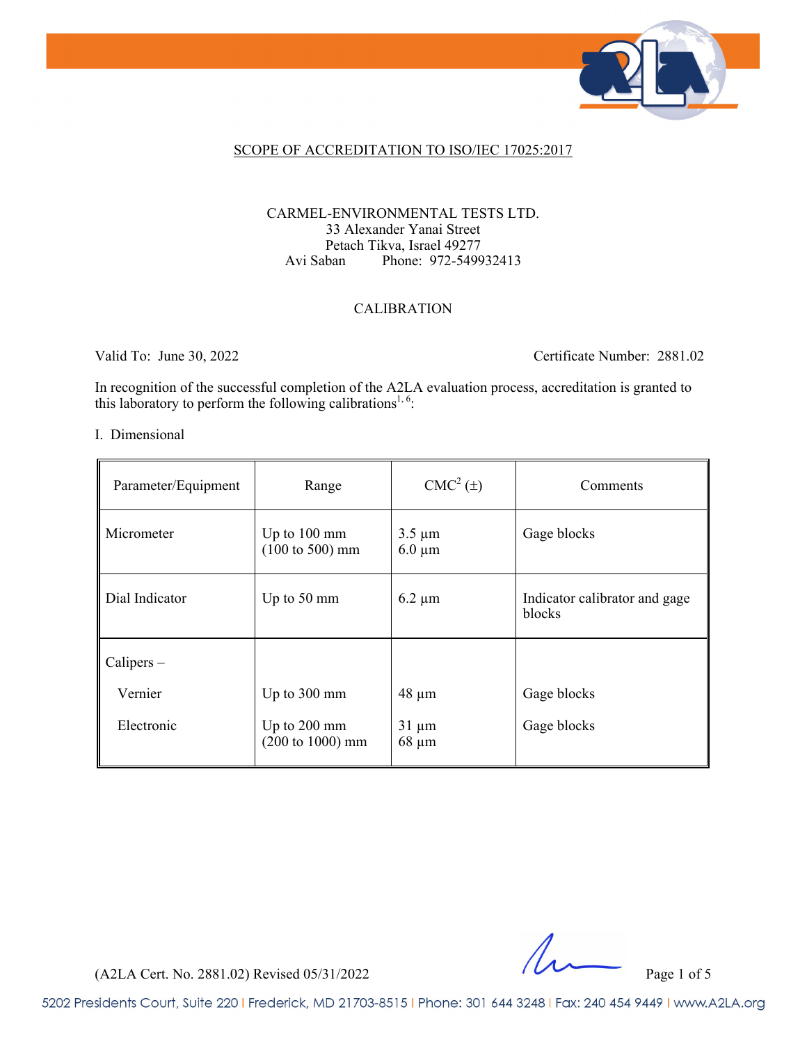SCOPE OF ACCREDITATION TO ISO/IEC 17025:2017

CARMEL-ENVIRONMENTAL TESTS LTD.
33 Alexander Yanai Street
Petach Tikva, Israel 49277
Avi Saban Phone: 972-549932413

CALIBRATION

Valid To: June 30, 2022 Certificate Number: 2881.02

In recognition of the successful completion of the A2LA evaluation process, accreditation is granted to this laboratory to perform the following calibrations[1, 6]:

I. Dimensional

| Parameter/Equipment | Range | CMC[2] (±) | Comments |
|---|---|---|---|
| Micrometer | Up to 100 mm<br>(100 to 500) mm | 3.5 µm<br>6.0 µm | Gage blocks |
| Dial Indicator | Up to 50 mm | 6.2 µm | Indicator calibrator and gage blocks |
| Calipers – | | | |
| Vernier | Up to 300 mm | 48 µm | Gage blocks |
| Electronic | Up to 200 mm<br>(200 to 1000) mm | 31 µm<br>68 µm | Gage blocks |

(A2LA Cert. No. 2881.02) Revised 05/31/2022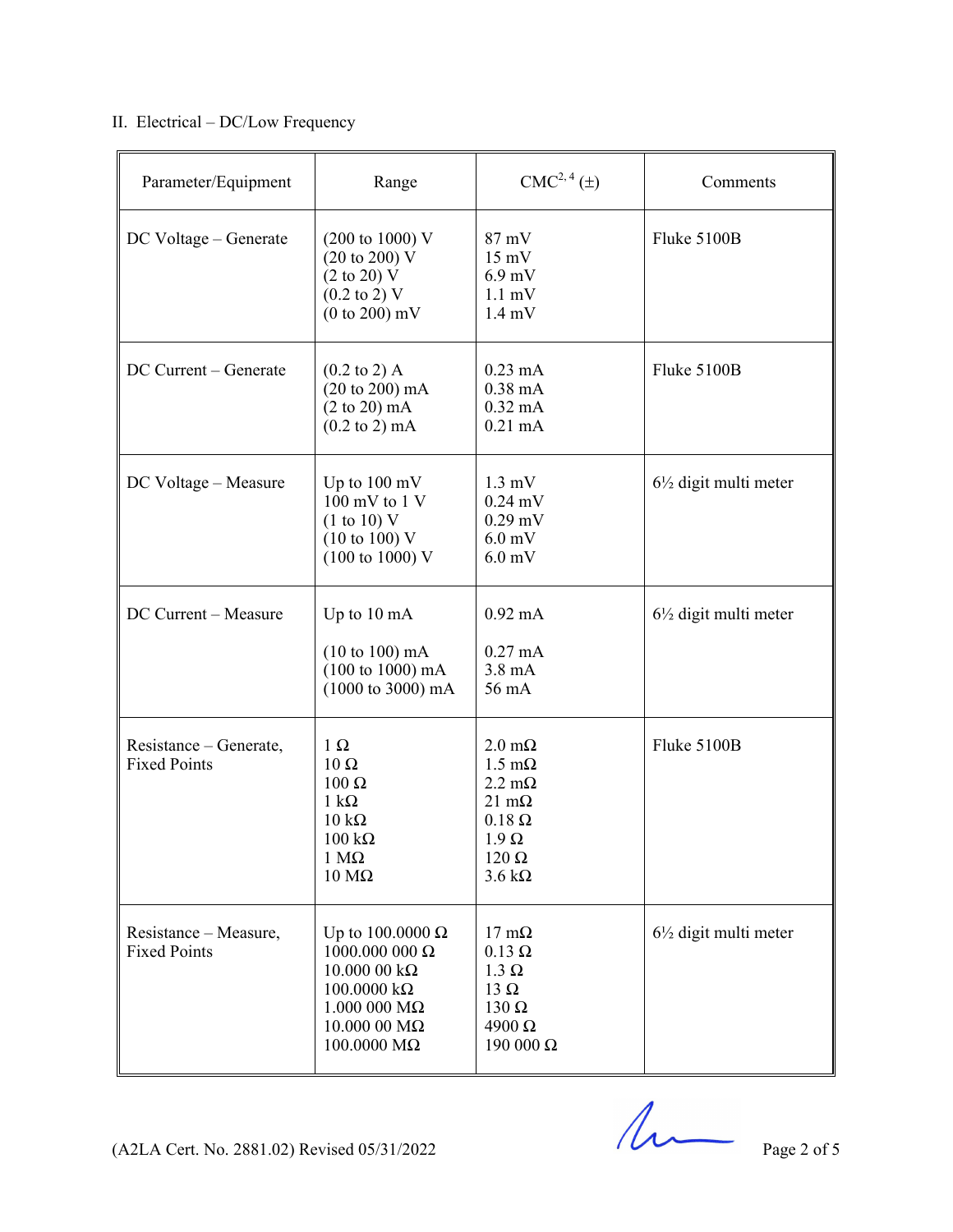II. Electrical – DC/Low Frequency

| Parameter/Equipment | Range | CMC[2, 4] (±) | Comments |
|---|---|---|---|
| DC Voltage – Generate | (200 to 1000) V<br>(20 to 200) V<br>(2 to 20) V<br>(0.2 to 2) V<br>(0 to 200) mV | 87 mV<br>15 mV<br>6.9 mV<br>1.1 mV<br>1.4 mV | Fluke 5100B |
| DC Current – Generate | (0.2 to 2) A<br>(20 to 200) mA<br>(2 to 20) mA<br>(0.2 to 2) mA | 0.23 mA<br>0.38 mA<br>0.32 mA<br>0.21 mA | Fluke 5100B |
| DC Voltage – Measure | Up to 100 mV<br>100 mV to 1 V<br>(1 to 10) V<br>(10 to 100) V<br>(100 to 1000) V | 1.3 mV<br>0.24 mV<br>0.29 mV<br>6.0 mV<br>6.0 mV | 6½ digit multi meter |
| DC Current – Measure | Up to 10 mA<br><br>(10 to 100) mA<br>(100 to 1000) mA<br>(1000 to 3000) mA | 0.92 mA<br><br>0.27 mA<br>3.8 mA<br>56 mA | 6½ digit multi meter |
| Resistance – Generate, Fixed Points | 1 Ω<br>10 Ω<br>100 Ω<br>1 kΩ<br>10 kΩ<br>100 kΩ<br>1 MΩ<br>10 MΩ | 2.0 mΩ<br>1.5 mΩ<br>2.2 mΩ<br>21 mΩ<br>0.18 Ω<br>1.9 Ω<br>120 Ω<br>3.6 kΩ | Fluke 5100B |
| Resistance – Measure, Fixed Points | Up to 100.0000 Ω<br>1000.000 000 Ω<br>10.000 00 kΩ<br>100.0000 kΩ<br>1.000 000 MΩ<br>10.000 00 MΩ<br>100.0000 MΩ | 17 mΩ<br>0.13 Ω<br>1.3 Ω<br>13 Ω<br>130 Ω<br>4900 Ω<br>190 000 Ω | 6½ digit multi meter |

(A2LA Cert. No. 2881.02) Revised 05/31/2022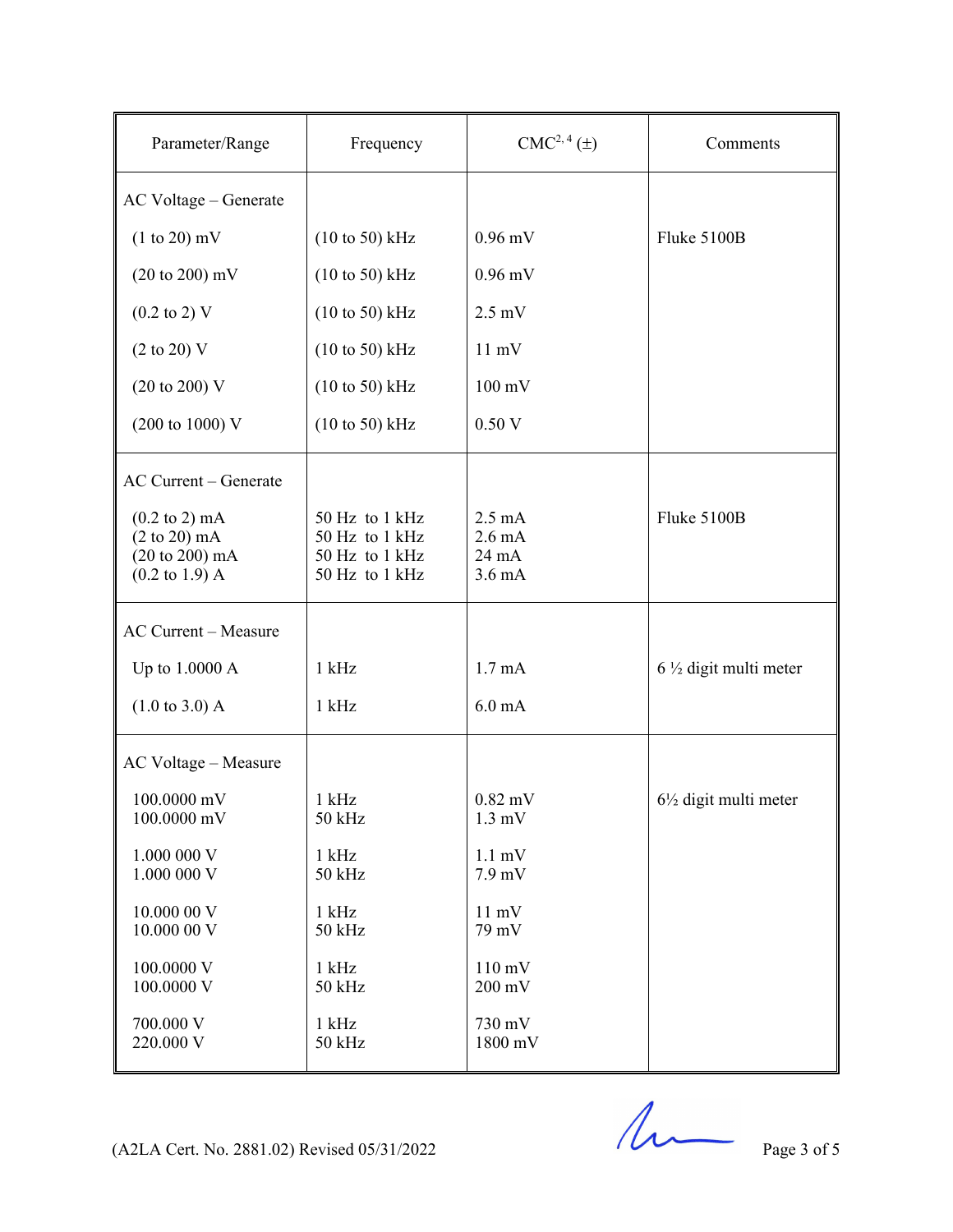| Parameter/Range | Frequency | CMC[2, 4] (±) | Comments |
|---|---|---|---|
| AC Voltage – Generate | | | |
| (1 to 20) mV | (10 to 50) kHz | 0.96 mV | Fluke 5100B |
| (20 to 200) mV | (10 to 50) kHz | 0.96 mV | |
| (0.2 to 2) V | (10 to 50) kHz | 2.5 mV | |
| (2 to 20) V | (10 to 50) kHz | 11 mV | |
| (20 to 200) V | (10 to 50) kHz | 100 mV | |
| (200 to 1000) V | (10 to 50) kHz | 0.50 V | |
| AC Current – Generate | | | |
| (0.2 to 2) mA | 50 Hz to 1 kHz | 2.5 mA | Fluke 5100B |
| (2 to 20) mA | 50 Hz to 1 kHz | 2.6 mA | |
| (20 to 200) mA | 50 Hz to 1 kHz | 24 mA | |
| (0.2 to 1.9) A | 50 Hz to 1 kHz | 3.6 mA | |
| AC Current – Measure | | | |
| Up to 1.0000 A | 1 kHz | 1.7 mA | 6 ½ digit multi meter |
| (1.0 to 3.0) A | 1 kHz | 6.0 mA | |
| AC Voltage – Measure | | | |
| 100.0000 mV | 1 kHz | 0.82 mV | 6½ digit multi meter |
| 100.0000 mV | 50 kHz | 1.3 mV | |
| 1.000 000 V | 1 kHz | 1.1 mV | |
| 1.000 000 V | 50 kHz | 7.9 mV | |
| 10.000 00 V | 1 kHz | 11 mV | |
| 10.000 00 V | 50 kHz | 79 mV | |
| 100.0000 V | 1 kHz | 110 mV | |
| 100.0000 V | 50 kHz | 200 mV | |
| 700.000 V | 1 kHz | 730 mV | |
| 220.000 V | 50 kHz | 1800 mV | |

(A2LA Cert. No. 2881.02) Revised 05/31/2022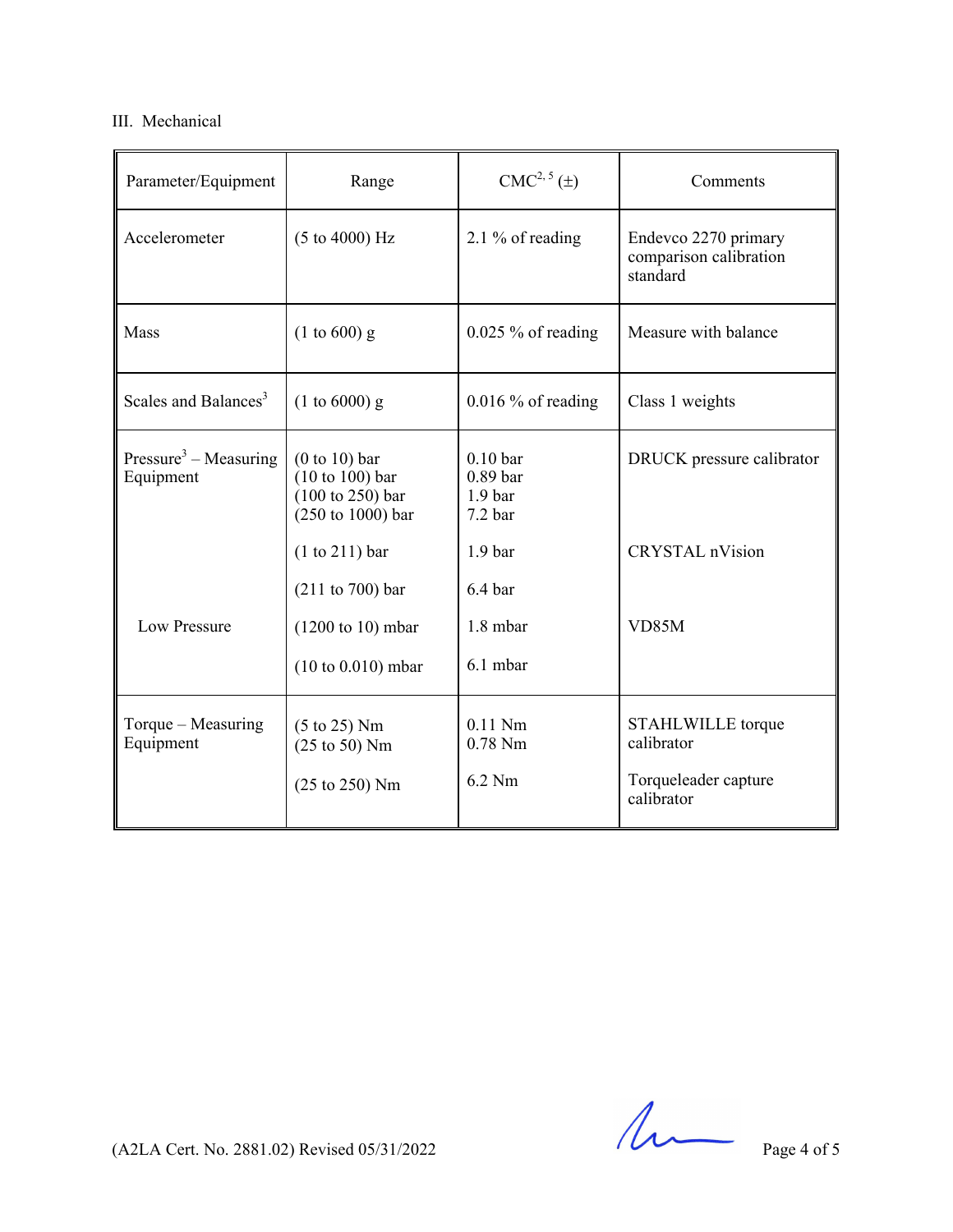III. Mechanical

| Parameter/Equipment | Range | CMC[2, 5] (±) | Comments |
|---|---|---|---|
| Accelerometer | (5 to 4000) Hz | 2.1 % of reading | Endevco 2270 primary comparison calibration standard |
| Mass | (1 to 600) g | 0.025 % of reading | Measure with balance |
| Scales and Balances[3] | (1 to 6000) g | 0.016 % of reading | Class 1 weights |
| Pressure[3] – Measuring Equipment | (0 to 10) bar<br>(10 to 100) bar<br>(100 to 250) bar<br>(250 to 1000) bar | 0.10 bar<br>0.89 bar<br>1.9 bar<br>7.2 bar | DRUCK pressure calibrator |
| | (1 to 211) bar<br>(211 to 700) bar | 1.9 bar<br>6.4 bar | CRYSTAL nVision |
| Low Pressure | (1200 to 10) mbar<br>(10 to 0.010) mbar | 1.8 mbar<br>6.1 mbar | VD85M |
| Torque – Measuring Equipment | (5 to 25) Nm<br>(25 to 50) Nm | 0.11 Nm<br>0.78 Nm | STAHLWILLE torque calibrator |
| | (25 to 250) Nm | 6.2 Nm | Torqueleader capture calibrator |

(A2LA Cert. No. 2881.02) Revised 05/31/2022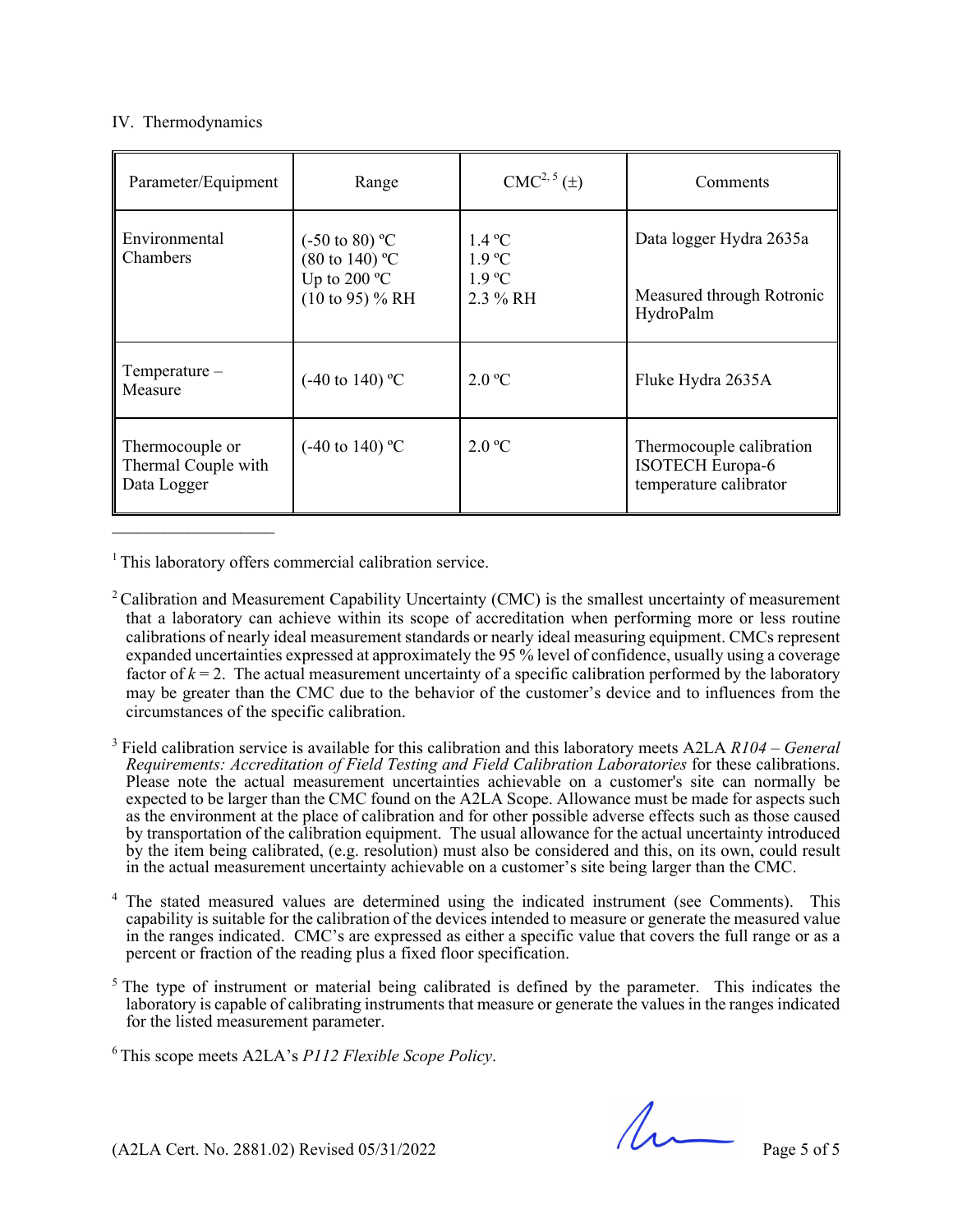IV. Thermodynamics

| Parameter/Equipment | Range | CMC[2, 5] (±) | Comments |
|---|---|---|---|
| Environmental Chambers | (-50 to 80) ºC<br>(80 to 140) ºC<br>Up to 200 ºC<br>(10 to 95) % RH | 1.4 ºC<br>1.9 ºC<br>1.9 ºC<br>2.3 % RH | Data logger Hydra 2635a<br><br>Measured through Rotronic HydroPalm |
| Temperature – Measure | (-40 to 140) ºC | 2.0 ºC | Fluke Hydra 2635A |
| Thermocouple or Thermal Couple with Data Logger | (-40 to 140) ºC | 2.0 ºC | Thermocouple calibration ISOTECH Europa-6 temperature calibrator |

---

[1] This laboratory offers commercial calibration service.

[2] Calibration and Measurement Capability Uncertainty (CMC) is the smallest uncertainty of measurement that a laboratory can achieve within its scope of accreditation when performing more or less routine calibrations of nearly ideal measurement standards or nearly ideal measuring equipment. CMCs represent expanded uncertainties expressed at approximately the 95 % level of confidence, usually using a coverage factor of $k = 2$. The actual measurement uncertainty of a specific calibration performed by the laboratory may be greater than the CMC due to the behavior of the customer's device and to influences from the circumstances of the specific calibration.

[3] Field calibration service is available for this calibration and this laboratory meets A2LA *R104 – General Requirements: Accreditation of Field Testing and Field Calibration Laboratories* for these calibrations. Please note the actual measurement uncertainties achievable on a customer's site can normally be expected to be larger than the CMC found on the A2LA Scope. Allowance must be made for aspects such as the environment at the place of calibration and for other possible adverse effects such as those caused by transportation of the calibration equipment. The usual allowance for the actual uncertainty introduced by the item being calibrated, (e.g. resolution) must also be considered and this, on its own, could result in the actual measurement uncertainty achievable on a customer's site being larger than the CMC.

[4] The stated measured values are determined using the indicated instrument (see Comments). This capability is suitable for the calibration of the devices intended to measure or generate the measured value in the ranges indicated. CMC's are expressed as either a specific value that covers the full range or as a percent or fraction of the reading plus a fixed floor specification.

[5] The type of instrument or material being calibrated is defined by the parameter. This indicates the laboratory is capable of calibrating instruments that measure or generate the values in the ranges indicated for the listed measurement parameter.

[6] This scope meets A2LA's *P112 Flexible Scope Policy*.

(A2LA Cert. No. 2881.02) Revised 05/31/2022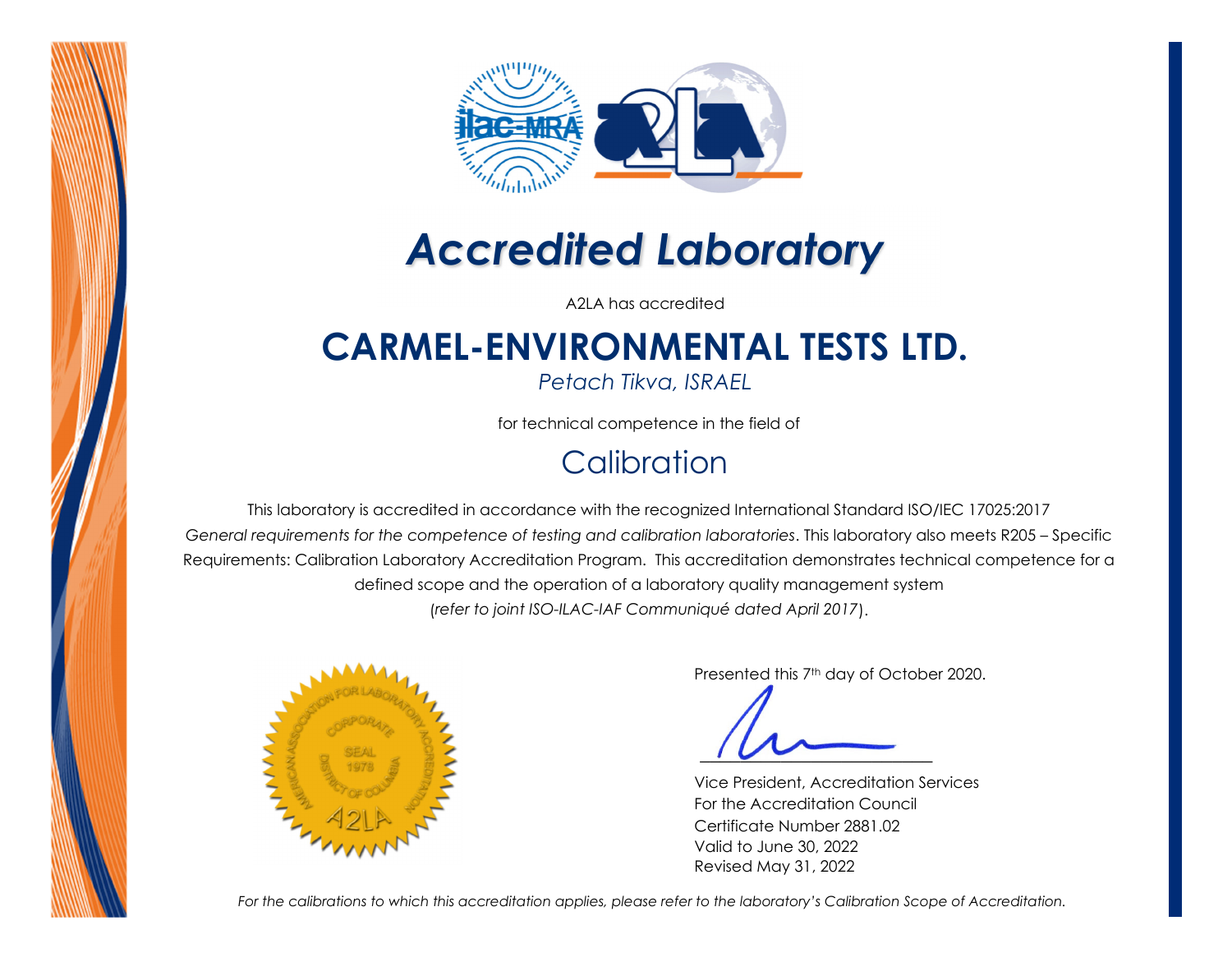# *Accredited Laboratory*

A2LA has accredited

## CARMEL-ENVIRONMENTAL TESTS LTD.

*Petach Tikva, ISRAEL*

for technical competence in the field of

## Calibration

This laboratory is accredited in accordance with the recognized International Standard ISO/IEC 17025:2017 *General requirements for the competence of testing and calibration laboratories*. This laboratory also meets R205 – Specific Requirements: Calibration Laboratory Accreditation Program. This accreditation demonstrates technical competence for a defined scope and the operation of a laboratory quality management system (*refer to joint ISO-ILAC-IAF Communiqué dated April 2017*).

Presented this 7th day of October 2020.

Vice President, Accreditation Services
For the Accreditation Council
Certificate Number 2881.02
Valid to June 30, 2022
Revised May 31, 2022

*For the calibrations to which this accreditation applies, please refer to the laboratory's Calibration Scope of Accreditation.*